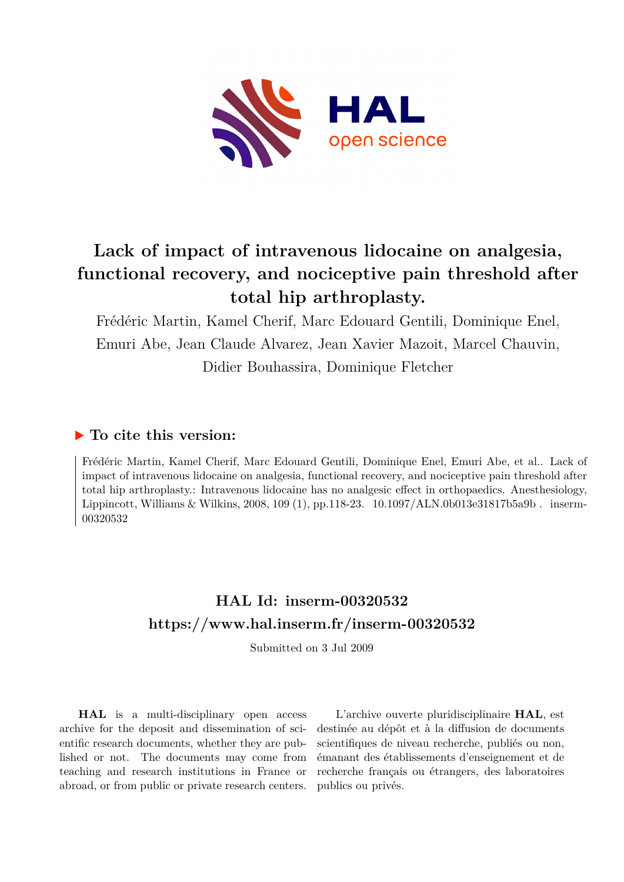# Lack of impact of intravenous lidocaine on analgesia, functional recovery, and nociceptive pain threshold after total hip arthroplasty.

Frédéric Martin, Kamel Cherif, Marc Edouard Gentili, Dominique Enel, Emuri Abe, Jean Claude Alvarez, Jean Xavier Mazoit, Marcel Chauvin, Didier Bouhassira, Dominique Fletcher

## ▶ To cite this version:

Frédéric Martin, Kamel Cherif, Marc Edouard Gentili, Dominique Enel, Emuri Abe, et al.. Lack of impact of intravenous lidocaine on analgesia, functional recovery, and nociceptive pain threshold after total hip arthroplasty.: Intravenous lidocaine has no analgesic effect in orthopaedics. Anesthesiology, Lippincott, Williams & Wilkins, 2008, 109 (1), pp.118-23. 10.1097/ALN.0b013e31817b5a9b . inserm-00320532

## HAL Id: inserm-00320532
## https://www.hal.inserm.fr/inserm-00320532

Submitted on 3 Jul 2009

**HAL** is a multi-disciplinary open access archive for the deposit and dissemination of scientific research documents, whether they are published or not. The documents may come from teaching and research institutions in France or abroad, or from public or private research centers.

L'archive ouverte pluridisciplinaire **HAL**, est destinée au dépôt et à la diffusion de documents scientifiques de niveau recherche, publiés ou non, émanant des établissements d'enseignement et de recherche français ou étrangers, des laboratoires publics ou privés.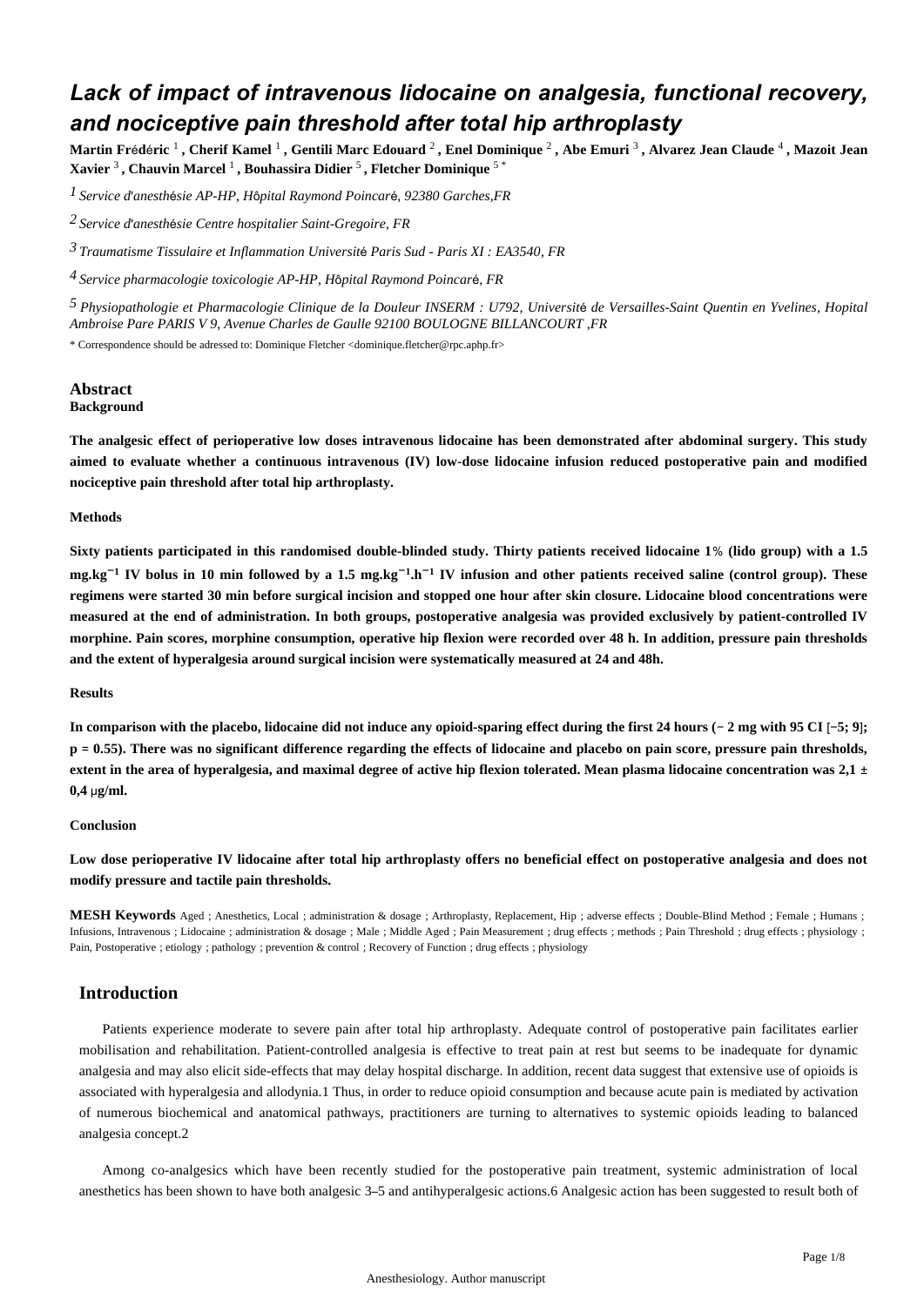# Lack of impact of intravenous lidocaine on analgesia, functional recovery, and nociceptive pain threshold after total hip arthroplasty

**Martin Frédéric** [1], **Cherif Kamel** [1], **Gentili Marc Edouard** [2], **Enel Dominique** [2], **Abe Emuri** [3], **Alvarez Jean Claude** [4], **Mazoit Jean Xavier** [3], **Chauvin Marcel** [1], **Bouhassira Didier** [5], **Fletcher Dominique** [5] *

[1] *Service d'anesthésie AP-HP, Hôpital Raymond Poincaré, 92380 Garches,FR*

[2] *Service d'anesthésie Centre hospitalier Saint-Gregoire, FR*

[3] *Traumatisme Tissulaire et Inflammation Université Paris Sud - Paris XI : EA3540, FR*

[4] *Service pharmacologie toxicologie AP-HP, Hôpital Raymond Poincaré, FR*

[5] *Physiopathologie et Pharmacologie Clinique de la Douleur INSERM : U792, Université de Versailles-Saint Quentin en Yvelines, Hopital Ambroise Pare PARIS V 9, Avenue Charles de Gaulle 92100 BOULOGNE BILLANCOURT ,FR*

\* Correspondence should be adressed to: Dominique Fletcher <dominique.fletcher@rpc.aphp.fr>

## Abstract

### Background

**The analgesic effect of perioperative low doses intravenous lidocaine has been demonstrated after abdominal surgery. This study aimed to evaluate whether a continuous intravenous (IV) low-dose lidocaine infusion reduced postoperative pain and modified nociceptive pain threshold after total hip arthroplasty.**

### Methods

**Sixty patients participated in this randomised double-blinded study. Thirty patients received lidocaine 1% (lido group) with a 1.5 mg.kg$^{-1}$ IV bolus in 10 min followed by a 1.5 mg.kg$^{-1}$.h$^{-1}$ IV infusion and other patients received saline (control group). These regimens were started 30 min before surgical incision and stopped one hour after skin closure. Lidocaine blood concentrations were measured at the end of administration. In both groups, postoperative analgesia was provided exclusively by patient-controlled IV morphine. Pain scores, morphine consumption, operative hip flexion were recorded over 48 h. In addition, pressure pain thresholds and the extent of hyperalgesia around surgical incision were systematically measured at 24 and 48h.**

### Results

**In comparison with the placebo, lidocaine did not induce any opioid-sparing effect during the first 24 hours (− 2 mg with 95 CI [−5; 9]; p = 0.55). There was no significant difference regarding the effects of lidocaine and placebo on pain score, pressure pain thresholds, extent in the area of hyperalgesia, and maximal degree of active hip flexion tolerated. Mean plasma lidocaine concentration was 2,1 ± 0,4 μg/ml.**

### Conclusion

**Low dose perioperative IV lidocaine after total hip arthroplasty offers no beneficial effect on postoperative analgesia and does not modify pressure and tactile pain thresholds.**

**MESH Keywords** Aged ; Anesthetics, Local ; administration & dosage ; Arthroplasty, Replacement, Hip ; adverse effects ; Double-Blind Method ; Female ; Humans ; Infusions, Intravenous ; Lidocaine ; administration & dosage ; Male ; Middle Aged ; Pain Measurement ; drug effects ; methods ; Pain Threshold ; drug effects ; physiology ; Pain, Postoperative ; etiology ; pathology ; prevention & control ; Recovery of Function ; drug effects ; physiology

## Introduction

Patients experience moderate to severe pain after total hip arthroplasty. Adequate control of postoperative pain facilitates earlier mobilisation and rehabilitation. Patient-controlled analgesia is effective to treat pain at rest but seems to be inadequate for dynamic analgesia and may also elicit side-effects that may delay hospital discharge. In addition, recent data suggest that extensive use of opioids is associated with hyperalgesia and allodynia.1 Thus, in order to reduce opioid consumption and because acute pain is mediated by activation of numerous biochemical and anatomical pathways, practitioners are turning to alternatives to systemic opioids leading to balanced analgesia concept.2

Among co-analgesics which have been recently studied for the postoperative pain treatment, systemic administration of local anesthetics has been shown to have both analgesic 3–5 and antihyperalgesic actions.6 Analgesic action has been suggested to result both of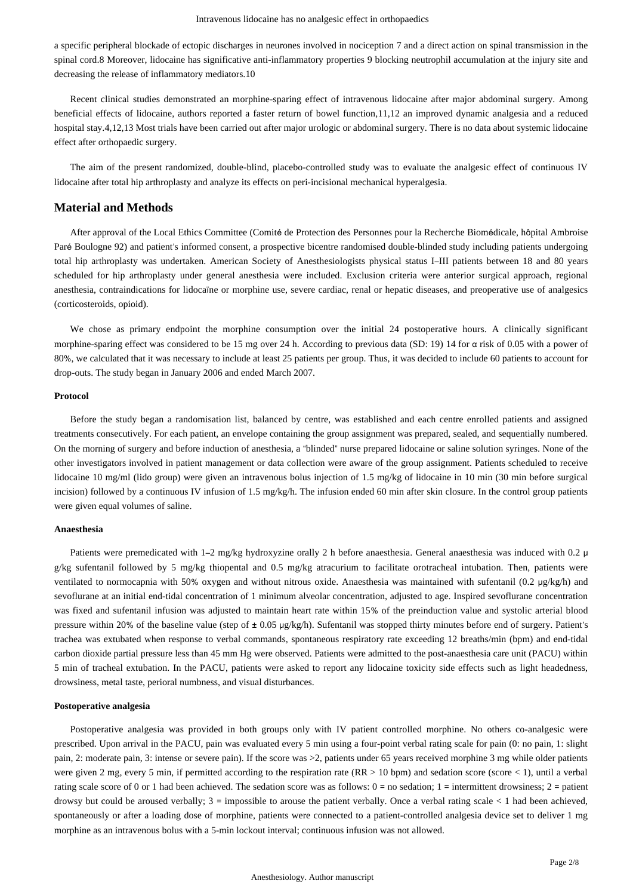a specific peripheral blockade of ectopic discharges in neurones involved in nociception 7 and a direct action on spinal transmission in the spinal cord.8 Moreover, lidocaine has significative anti-inflammatory properties 9 blocking neutrophil accumulation at the injury site and decreasing the release of inflammatory mediators.10

Recent clinical studies demonstrated an morphine-sparing effect of intravenous lidocaine after major abdominal surgery. Among beneficial effects of lidocaine, authors reported a faster return of bowel function,11,12 an improved dynamic analgesia and a reduced hospital stay.4,12,13 Most trials have been carried out after major urologic or abdominal surgery. There is no data about systemic lidocaine effect after orthopaedic surgery.

The aim of the present randomized, double-blind, placebo-controlled study was to evaluate the analgesic effect of continuous IV lidocaine after total hip arthroplasty and analyze its effects on peri-incisional mechanical hyperalgesia.

## Material and Methods

After approval of the Local Ethics Committee (Comité de Protection des Personnes pour la Recherche Biomédicale, hôpital Ambroise Paré Boulogne 92) and patient's informed consent, a prospective bicentre randomised double-blinded study including patients undergoing total hip arthroplasty was undertaken. American Society of Anesthesiologists physical status I–III patients between 18 and 80 years scheduled for hip arthroplasty under general anesthesia were included. Exclusion criteria were anterior surgical approach, regional anesthesia, contraindications for lidocaïne or morphine use, severe cardiac, renal or hepatic diseases, and preoperative use of analgesics (corticosteroids, opioid).

We chose as primary endpoint the morphine consumption over the initial 24 postoperative hours. A clinically significant morphine-sparing effect was considered to be 15 mg over 24 h. According to previous data (SD: 19) 14 for α risk of 0.05 with a power of 80%, we calculated that it was necessary to include at least 25 patients per group. Thus, it was decided to include 60 patients to account for drop-outs. The study began in January 2006 and ended March 2007.

### Protocol

Before the study began a randomisation list, balanced by centre, was established and each centre enrolled patients and assigned treatments consecutively. For each patient, an envelope containing the group assignment was prepared, sealed, and sequentially numbered. On the morning of surgery and before induction of anesthesia, a "blinded" nurse prepared lidocaine or saline solution syringes. None of the other investigators involved in patient management or data collection were aware of the group assignment. Patients scheduled to receive lidocaine 10 mg/ml (lido group) were given an intravenous bolus injection of 1.5 mg/kg of lidocaine in 10 min (30 min before surgical incision) followed by a continuous IV infusion of 1.5 mg/kg/h. The infusion ended 60 min after skin closure. In the control group patients were given equal volumes of saline.

### Anaesthesia

Patients were premedicated with 1–2 mg/kg hydroxyzine orally 2 h before anaesthesia. General anaesthesia was induced with 0.2 μ g/kg sufentanil followed by 5 mg/kg thiopental and 0.5 mg/kg atracurium to facilitate orotracheal intubation. Then, patients were ventilated to normocapnia with 50% oxygen and without nitrous oxide. Anaesthesia was maintained with sufentanil (0.2 μg/kg/h) and sevoflurane at an initial end-tidal concentration of 1 minimum alveolar concentration, adjusted to age. Inspired sevoflurane concentration was fixed and sufentanil infusion was adjusted to maintain heart rate within 15% of the preinduction value and systolic arterial blood pressure within 20% of the baseline value (step of ± 0.05 μg/kg/h). Sufentanil was stopped thirty minutes before end of surgery. Patient's trachea was extubated when response to verbal commands, spontaneous respiratory rate exceeding 12 breaths/min (bpm) and end-tidal carbon dioxide partial pressure less than 45 mm Hg were observed. Patients were admitted to the post-anaesthesia care unit (PACU) within 5 min of tracheal extubation. In the PACU, patients were asked to report any lidocaine toxicity side effects such as light headedness, drowsiness, metal taste, perioral numbness, and visual disturbances.

### Postoperative analgesia

Postoperative analgesia was provided in both groups only with IV patient controlled morphine. No others co-analgesic were prescribed. Upon arrival in the PACU, pain was evaluated every 5 min using a four-point verbal rating scale for pain (0: no pain, 1: slight pain, 2: moderate pain, 3: intense or severe pain). If the score was >2, patients under 65 years received morphine 3 mg while older patients were given 2 mg, every 5 min, if permitted according to the respiration rate (RR > 10 bpm) and sedation score (score < 1), until a verbal rating scale score of 0 or 1 had been achieved. The sedation score was as follows: 0 = no sedation; 1 = intermittent drowsiness; 2 = patient drowsy but could be aroused verbally; 3 = impossible to arouse the patient verbally. Once a verbal rating scale < 1 had been achieved, spontaneously or after a loading dose of morphine, patients were connected to a patient-controlled analgesia device set to deliver 1 mg morphine as an intravenous bolus with a 5-min lockout interval; continuous infusion was not allowed.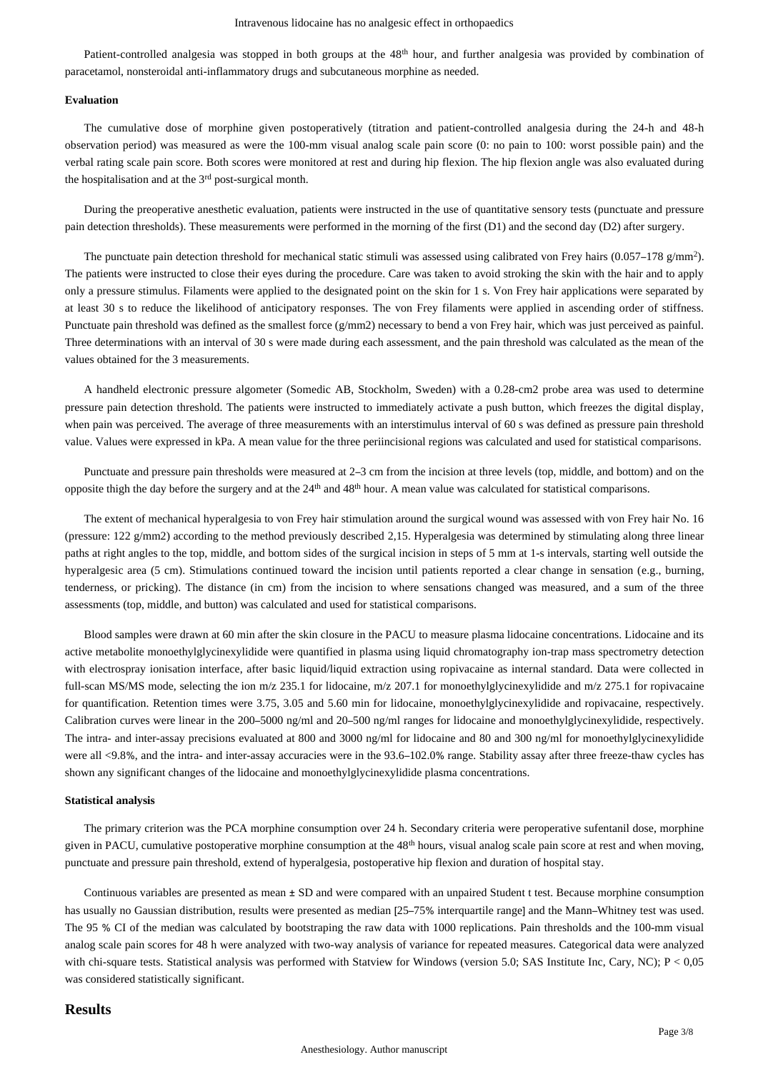Patient-controlled analgesia was stopped in both groups at the 48th hour, and further analgesia was provided by combination of paracetamol, nonsteroidal anti-inflammatory drugs and subcutaneous morphine as needed.

### Evaluation

The cumulative dose of morphine given postoperatively (titration and patient-controlled analgesia during the 24-h and 48-h observation period) was measured as were the 100-mm visual analog scale pain score (0: no pain to 100: worst possible pain) and the verbal rating scale pain score. Both scores were monitored at rest and during hip flexion. The hip flexion angle was also evaluated during the hospitalisation and at the 3rd post-surgical month.

During the preoperative anesthetic evaluation, patients were instructed in the use of quantitative sensory tests (punctuate and pressure pain detection thresholds). These measurements were performed in the morning of the first (D1) and the second day (D2) after surgery.

The punctuate pain detection threshold for mechanical static stimuli was assessed using calibrated von Frey hairs (0.057–178 g/mm$^2$). The patients were instructed to close their eyes during the procedure. Care was taken to avoid stroking the skin with the hair and to apply only a pressure stimulus. Filaments were applied to the designated point on the skin for 1 s. Von Frey hair applications were separated by at least 30 s to reduce the likelihood of anticipatory responses. The von Frey filaments were applied in ascending order of stiffness. Punctuate pain threshold was defined as the smallest force (g/mm2) necessary to bend a von Frey hair, which was just perceived as painful. Three determinations with an interval of 30 s were made during each assessment, and the pain threshold was calculated as the mean of the values obtained for the 3 measurements.

A handheld electronic pressure algometer (Somedic AB, Stockholm, Sweden) with a 0.28-cm2 probe area was used to determine pressure pain detection threshold. The patients were instructed to immediately activate a push button, which freezes the digital display, when pain was perceived. The average of three measurements with an interstimulus interval of 60 s was defined as pressure pain threshold value. Values were expressed in kPa. A mean value for the three periincisional regions was calculated and used for statistical comparisons.

Punctuate and pressure pain thresholds were measured at 2–3 cm from the incision at three levels (top, middle, and bottom) and on the opposite thigh the day before the surgery and at the 24th and 48th hour. A mean value was calculated for statistical comparisons.

The extent of mechanical hyperalgesia to von Frey hair stimulation around the surgical wound was assessed with von Frey hair No. 16 (pressure: 122 g/mm2) according to the method previously described 2,15. Hyperalgesia was determined by stimulating along three linear paths at right angles to the top, middle, and bottom sides of the surgical incision in steps of 5 mm at 1-s intervals, starting well outside the hyperalgesic area (5 cm). Stimulations continued toward the incision until patients reported a clear change in sensation (e.g., burning, tenderness, or pricking). The distance (in cm) from the incision to where sensations changed was measured, and a sum of the three assessments (top, middle, and button) was calculated and used for statistical comparisons.

Blood samples were drawn at 60 min after the skin closure in the PACU to measure plasma lidocaine concentrations. Lidocaine and its active metabolite monoethylglycinexylidide were quantified in plasma using liquid chromatography ion-trap mass spectrometry detection with electrospray ionisation interface, after basic liquid/liquid extraction using ropivacaine as internal standard. Data were collected in full-scan MS/MS mode, selecting the ion m/z 235.1 for lidocaine, m/z 207.1 for monoethylglycinexylidide and m/z 275.1 for ropivacaine for quantification. Retention times were 3.75, 3.05 and 5.60 min for lidocaine, monoethylglycinexylidide and ropivacaine, respectively. Calibration curves were linear in the 200–5000 ng/ml and 20–500 ng/ml ranges for lidocaine and monoethylglycinexylidide, respectively. The intra- and inter-assay precisions evaluated at 800 and 3000 ng/ml for lidocaine and 80 and 300 ng/ml for monoethylglycinexylidide were all <9.8%, and the intra- and inter-assay accuracies were in the 93.6–102.0% range. Stability assay after three freeze-thaw cycles has shown any significant changes of the lidocaine and monoethylglycinexylidide plasma concentrations.

### Statistical analysis

The primary criterion was the PCA morphine consumption over 24 h. Secondary criteria were peroperative sufentanil dose, morphine given in PACU, cumulative postoperative morphine consumption at the 48th hours, visual analog scale pain score at rest and when moving, punctuate and pressure pain threshold, extend of hyperalgesia, postoperative hip flexion and duration of hospital stay.

Continuous variables are presented as mean ± SD and were compared with an unpaired Student t test. Because morphine consumption has usually no Gaussian distribution, results were presented as median [25–75% interquartile range] and the Mann–Whitney test was used. The 95 % CI of the median was calculated by bootstraping the raw data with 1000 replications. Pain thresholds and the 100-mm visual analog scale pain scores for 48 h were analyzed with two-way analysis of variance for repeated measures. Categorical data were analyzed with chi-square tests. Statistical analysis was performed with Statview for Windows (version 5.0; SAS Institute Inc, Cary, NC); $P < 0,05$ was considered statistically significant.

## Results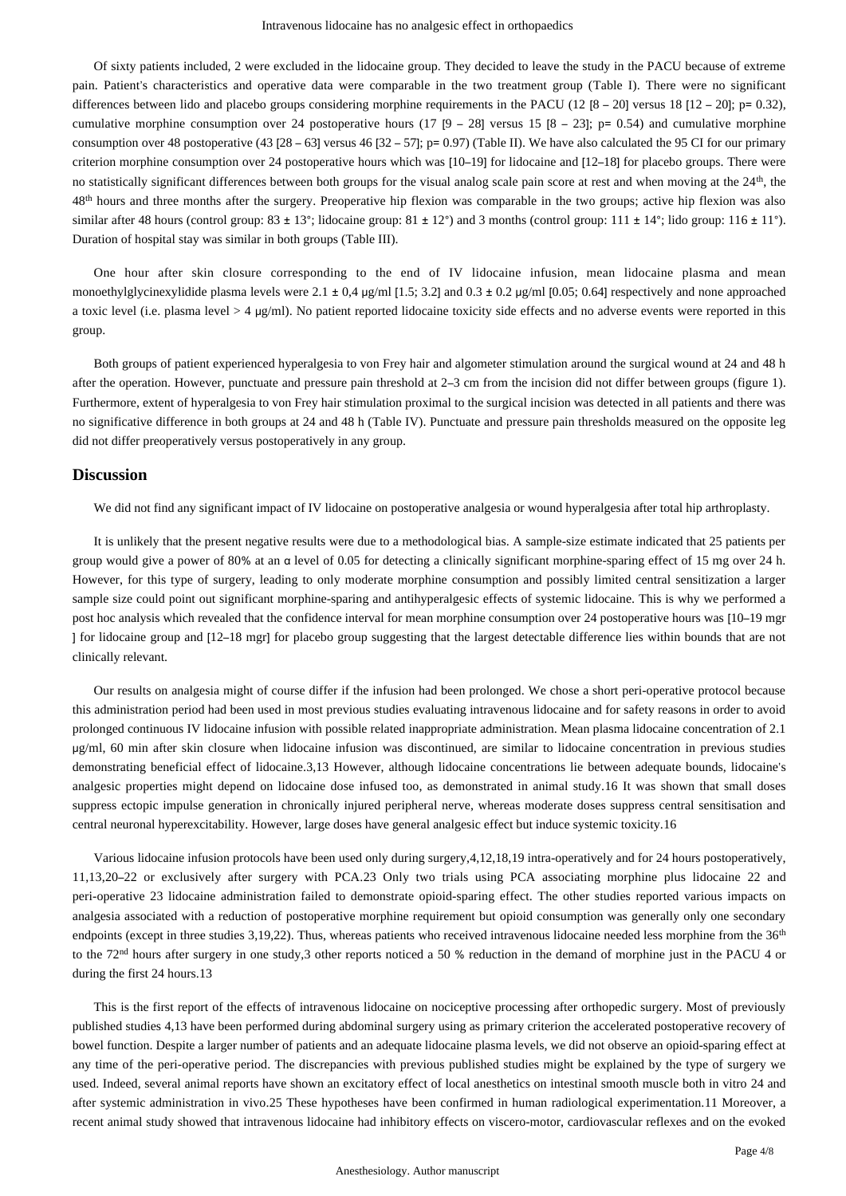Of sixty patients included, 2 were excluded in the lidocaine group. They decided to leave the study in the PACU because of extreme pain. Patient's characteristics and operative data were comparable in the two treatment group (Table I). There were no significant differences between lido and placebo groups considering morphine requirements in the PACU (12 [8 – 20] versus 18 [12 – 20]; p= 0.32), cumulative morphine consumption over 24 postoperative hours (17 [9 – 28] versus 15 [8 – 23]; p= 0.54) and cumulative morphine consumption over 48 postoperative (43 [28 – 63] versus 46 [32 – 57]; p= 0.97) (Table II). We have also calculated the 95 CI for our primary criterion morphine consumption over 24 postoperative hours which was [10–19] for lidocaine and [12–18] for placebo groups. There were no statistically significant differences between both groups for the visual analog scale pain score at rest and when moving at the 24th, the 48th hours and three months after the surgery. Preoperative hip flexion was comparable in the two groups; active hip flexion was also similar after 48 hours (control group: 83 ± 13°; lidocaine group: 81 ± 12°) and 3 months (control group: 111 ± 14°; lido group: 116 ± 11°). Duration of hospital stay was similar in both groups (Table III).

One hour after skin closure corresponding to the end of IV lidocaine infusion, mean lidocaine plasma and mean monoethylglycinexylidide plasma levels were 2.1 ± 0,4 μg/ml [1.5; 3.2] and 0.3 ± 0.2 μg/ml [0.05; 0.64] respectively and none approached a toxic level (i.e. plasma level > 4 μg/ml). No patient reported lidocaine toxicity side effects and no adverse events were reported in this group.

Both groups of patient experienced hyperalgesia to von Frey hair and algometer stimulation around the surgical wound at 24 and 48 h after the operation. However, punctuate and pressure pain threshold at 2–3 cm from the incision did not differ between groups (figure 1). Furthermore, extent of hyperalgesia to von Frey hair stimulation proximal to the surgical incision was detected in all patients and there was no significative difference in both groups at 24 and 48 h (Table IV). Punctuate and pressure pain thresholds measured on the opposite leg did not differ preoperatively versus postoperatively in any group.

## Discussion

We did not find any significant impact of IV lidocaine on postoperative analgesia or wound hyperalgesia after total hip arthroplasty.

It is unlikely that the present negative results were due to a methodological bias. A sample-size estimate indicated that 25 patients per group would give a power of 80% at an α level of 0.05 for detecting a clinically significant morphine-sparing effect of 15 mg over 24 h. However, for this type of surgery, leading to only moderate morphine consumption and possibly limited central sensitization a larger sample size could point out significant morphine-sparing and antihyperalgesic effects of systemic lidocaine. This is why we performed a post hoc analysis which revealed that the confidence interval for mean morphine consumption over 24 postoperative hours was [10–19 mgr ] for lidocaine group and [12–18 mgr] for placebo group suggesting that the largest detectable difference lies within bounds that are not clinically relevant.

Our results on analgesia might of course differ if the infusion had been prolonged. We chose a short peri-operative protocol because this administration period had been used in most previous studies evaluating intravenous lidocaine and for safety reasons in order to avoid prolonged continuous IV lidocaine infusion with possible related inappropriate administration. Mean plasma lidocaine concentration of 2.1 μg/ml, 60 min after skin closure when lidocaine infusion was discontinued, are similar to lidocaine concentration in previous studies demonstrating beneficial effect of lidocaine.3,13 However, although lidocaine concentrations lie between adequate bounds, lidocaine's analgesic properties might depend on lidocaine dose infused too, as demonstrated in animal study.16 It was shown that small doses suppress ectopic impulse generation in chronically injured peripheral nerve, whereas moderate doses suppress central sensitisation and central neuronal hyperexcitability. However, large doses have general analgesic effect but induce systemic toxicity.16

Various lidocaine infusion protocols have been used only during surgery,4,12,18,19 intra-operatively and for 24 hours postoperatively, 11,13,20–22 or exclusively after surgery with PCA.23 Only two trials using PCA associating morphine plus lidocaine 22 and peri-operative 23 lidocaine administration failed to demonstrate opioid-sparing effect. The other studies reported various impacts on analgesia associated with a reduction of postoperative morphine requirement but opioid consumption was generally only one secondary endpoints (except in three studies 3,19,22). Thus, whereas patients who received intravenous lidocaine needed less morphine from the 36th to the 72nd hours after surgery in one study,3 other reports noticed a 50 % reduction in the demand of morphine just in the PACU 4 or during the first 24 hours.13

This is the first report of the effects of intravenous lidocaine on nociceptive processing after orthopedic surgery. Most of previously published studies 4,13 have been performed during abdominal surgery using as primary criterion the accelerated postoperative recovery of bowel function. Despite a larger number of patients and an adequate lidocaine plasma levels, we did not observe an opioid-sparing effect at any time of the peri-operative period. The discrepancies with previous published studies might be explained by the type of surgery we used. Indeed, several animal reports have shown an excitatory effect of local anesthetics on intestinal smooth muscle both in vitro 24 and after systemic administration in vivo.25 These hypotheses have been confirmed in human radiological experimentation.11 Moreover, a recent animal study showed that intravenous lidocaine had inhibitory effects on viscero-motor, cardiovascular reflexes and on the evoked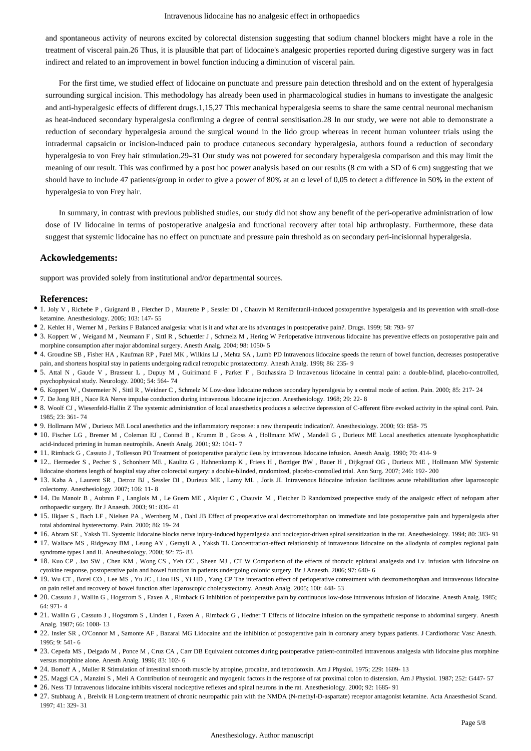and spontaneous activity of neurons excited by colorectal distension suggesting that sodium channel blockers might have a role in the treatment of visceral pain.26 Thus, it is plausible that part of lidocaine's analgesic properties reported during digestive surgery was in fact indirect and related to an improvement in bowel function inducing a diminution of visceral pain.

For the first time, we studied effect of lidocaine on punctuate and pressure pain detection threshold and on the extent of hyperalgesia surrounding surgical incision. This methodology has already been used in pharmacological studies in humans to investigate the analgesic and anti-hyperalgesic effects of different drugs.1,15,27 This mechanical hyperalgesia seems to share the same central neuronal mechanism as heat-induced secondary hyperalgesia confirming a degree of central sensitisation.28 In our study, we were not able to demonstrate a reduction of secondary hyperalgesia around the surgical wound in the lido group whereas in recent human volunteer trials using the intradermal capsaicin or incision-induced pain to produce cutaneous secondary hyperalgesia, authors found a reduction of secondary hyperalgesia to von Frey hair stimulation.29–31 Our study was not powered for secondary hyperalgesia comparison and this may limit the meaning of our result. This was confirmed by a post hoc power analysis based on our results (8 cm with a SD of 6 cm) suggesting that we should have to include 47 patients/group in order to give a power of 80% at an α level of 0,05 to detect a difference in 50% in the extent of hyperalgesia to von Frey hair.

In summary, in contrast with previous published studies, our study did not show any benefit of the peri-operative administration of low dose of IV lidocaine in terms of postoperative analgesia and functional recovery after total hip arthroplasty. Furthermore, these data suggest that systemic lidocaine has no effect on punctuate and pressure pain threshold as on secondary peri-incisionnal hyperalgesia.

## Ackowledgements:

support was provided solely from institutional and/or departmental sources.

## References:

- 1. Joly V , Richebe P , Guignard B , Fletcher D , Maurette P , Sessler DI , Chauvin M Remifentanil-induced postoperative hyperalgesia and its prevention with small-dose ketamine. Anesthesiology. 2005; 103: 147- 55
- 2. Kehlet H , Werner M , Perkins F Balanced analgesia: what is it and what are its advantages in postoperative pain?. Drugs. 1999; 58: 793- 97
- 3. Koppert W , Weigand M , Neumann F , Sittl R , Schuettler J , Schmelz M , Hering W Perioperative intravenous lidocaine has preventive effects on postoperative pain and morphine consumption after major abdominal surgery. Anesth Analg. 2004; 98: 1050- 5
- 4. Groudine SB , Fisher HA , Kaufman RP , Patel MK , Wilkins LJ , Mehta SA , Lumb PD Intravenous lidocaine speeds the return of bowel function, decreases postoperative pain, and shortens hospital stay in patients undergoing radical retropubic prostatectomy. Anesth Analg. 1998; 86: 235- 9
- 5. Attal N , Gaude V , Brasseur L , Dupuy M , Guirimand F , Parker F , Bouhassira D Intravenous lidocaine in central pain: a double-blind, placebo-controlled, psychophysical study. Neurology. 2000; 54: 564- 74
- 6. Koppert W , Ostermeier N , Sittl R , Weidner C , Schmelz M Low-dose lidocaine reduces secondary hyperalgesia by a central mode of action. Pain. 2000; 85: 217- 24
- 7. De Jong RH , Nace RA Nerve impulse conduction during intravenous lidocaine injection. Anesthesiology. 1968; 29: 22- 8
- 8. Woolf CJ , Wiesenfeld-Hallin Z The systemic administration of local anaesthetics produces a selective depression of C-afferent fibre evoked activity in the spinal cord. Pain. 1985; 23: 361- 74
- 9. Hollmann MW , Durieux ME Local anesthetics and the inflammatory response: a new therapeutic indication?. Anesthesiology. 2000; 93: 858- 75
- 10. Fischer LG , Bremer M , Coleman EJ , Conrad B , Krumm B , Gross A , Hollmann MW , Mandell G , Durieux ME Local anesthetics attenuate lysophosphatidic acid-induced priming in human neutrophils. Anesth Analg. 2001; 92: 1041- 7
- 11. Rimback G , Cassuto J , Tollesson PO Treatment of postoperative paralytic ileus by intravenous lidocaine infusion. Anesth Analg. 1990; 70: 414- 9
- 12.. Herroeder S , Pecher S , Schonherr ME , Kaulitz G , Hahnenkamp K , Friess H , Bottiger BW , Bauer H , Dijkgraaf OG , Durieux ME , Hollmann MW Systemic lidocaine shortens length of hospital stay after colorectal surgery: a double-blinded, randomized, placebo-controlled trial. Ann Surg. 2007; 246: 192- 200
- 13. Kaba A , Laurent SR , Detroz BJ , Sessler DI , Durieux ME , Lamy ML , Joris JL Intravenous lidocaine infusion facilitates acute rehabilitation after laparoscopic colectomy. Anesthesiology. 2007; 106: 11- 8
- 14. Du Manoir B , Aubrun F , Langlois M , Le Guern ME , Alquier C , Chauvin M , Fletcher D Randomized prospective study of the analgesic effect of nefopam after orthopaedic surgery. Br J Anaesth. 2003; 91: 836- 41
- 15. Ilkjaer S , Bach LF , Nielsen PA , Wernberg M , Dahl JB Effect of preoperative oral dextromethorphan on immediate and late postoperative pain and hyperalgesia after total abdominal hysterectomy. Pain. 2000; 86: 19- 24
- 16. Abram SE , Yaksh TL Systemic lidocaine blocks nerve injury-induced hyperalgesia and nociceptor-driven spinal sensitization in the rat. Anesthesiology. 1994; 80: 383- 91
- 17. Wallace MS , Ridgeway BM , Leung AY , Gerayli A , Yaksh TL Concentration-effect relationship of intravenous lidocaine on the allodynia of complex regional pain syndrome types I and II. Anesthesiology. 2000; 92: 75- 83
- 18. Kuo CP , Jao SW , Chen KM , Wong CS , Yeh CC , Sheen MJ , CT W Comparison of the effects of thoracic epidural analgesia and i.v. infusion with lidocaine on cytokine response, postoperative pain and bowel function in patients undergoing colonic surgery. Br J Anaesth. 2006; 97: 640- 6
- 19. Wu CT , Borel CO , Lee MS , Yu JC , Liou HS , Yi HD , Yang CP The interaction effect of perioperative cotreatment with dextromethorphan and intravenous lidocaine on pain relief and recovery of bowel function after laparoscopic cholecystectomy. Anesth Analg. 2005; 100: 448- 53
- 20. Cassuto J , Wallin G , Hogstrom S , Faxen A , Rimback G Inhibition of postoperative pain by continuous low-dose intravenous infusion of lidocaine. Anesth Analg. 1985; 64: 971- 4
- 21. Wallin G , Cassuto J , Hogstrom S , Linden I , Faxen A , Rimback G , Hedner T Effects of lidocaine infusion on the sympathetic response to abdominal surgery. Anesth Analg. 1987; 66: 1008- 13
- 22. Insler SR , O'Connor M , Samonte AF , Bazaral MG Lidocaine and the inhibition of postoperative pain in coronary artery bypass patients. J Cardiothorac Vasc Anesth. 1995; 9: 541- 6
- 23. Cepeda MS , Delgado M , Ponce M , Cruz CA , Carr DB Equivalent outcomes during postoperative patient-controlled intravenous analgesia with lidocaine plus morphine versus morphine alone. Anesth Analg. 1996; 83: 102- 6
- 24. Bortoff A , Muller R Stimulation of intestinal smooth muscle by atropine, procaine, and tetrodotoxin. Am J Physiol. 1975; 229: 1609- 13
- 25. Maggi CA , Manzini S , Meli A Contribution of neurogenic and myogenic factors in the response of rat proximal colon to distension. Am J Physiol. 1987; 252: G447- 57
- 26. Ness TJ Intravenous lidocaine inhibits visceral nociceptive reflexes and spinal neurons in the rat. Anesthesiology. 2000; 92: 1685- 91
- 27. Stubhaug A , Breivik H Long-term treatment of chronic neuropathic pain with the NMDA (N-methyl-D-aspartate) receptor antagonist ketamine. Acta Anaesthesiol Scand. 1997; 41: 329- 31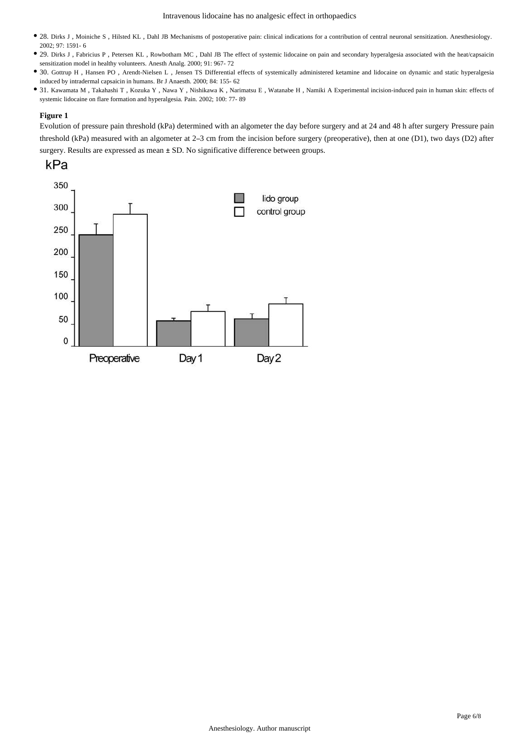- 28. Dirks J , Moiniche S , Hilsted KL , Dahl JB Mechanisms of postoperative pain: clinical indications for a contribution of central neuronal sensitization. Anesthesiology. 2002; 97: 1591- 6
- 29. Dirks J , Fabricius P , Petersen KL , Rowbotham MC , Dahl JB The effect of systemic lidocaine on pain and secondary hyperalgesia associated with the heat/capsaicin sensitization model in healthy volunteers. Anesth Analg. 2000; 91: 967- 72
- 30. Gottrup H , Hansen PO , Arendt-Nielsen L , Jensen TS Differential effects of systemically administered ketamine and lidocaine on dynamic and static hyperalgesia induced by intradermal capsaicin in humans. Br J Anaesth. 2000; 84: 155- 62
- 31. Kawamata M , Takahashi T , Kozuka Y , Nawa Y , Nishikawa K , Narimatsu E , Watanabe H , Namiki A Experimental incision-induced pain in human skin: effects of systemic lidocaine on flare formation and hyperalgesia. Pain. 2002; 100: 77- 89

**Figure 1**

Evolution of pressure pain threshold (kPa) determined with an algometer the day before surgery and at 24 and 48 h after surgery Pressure pain threshold (kPa) measured with an algometer at 2–3 cm from the incision before surgery (preoperative), then at one (D1), two days (D2) after surgery. Results are expressed as mean ± SD. No significative difference between groups.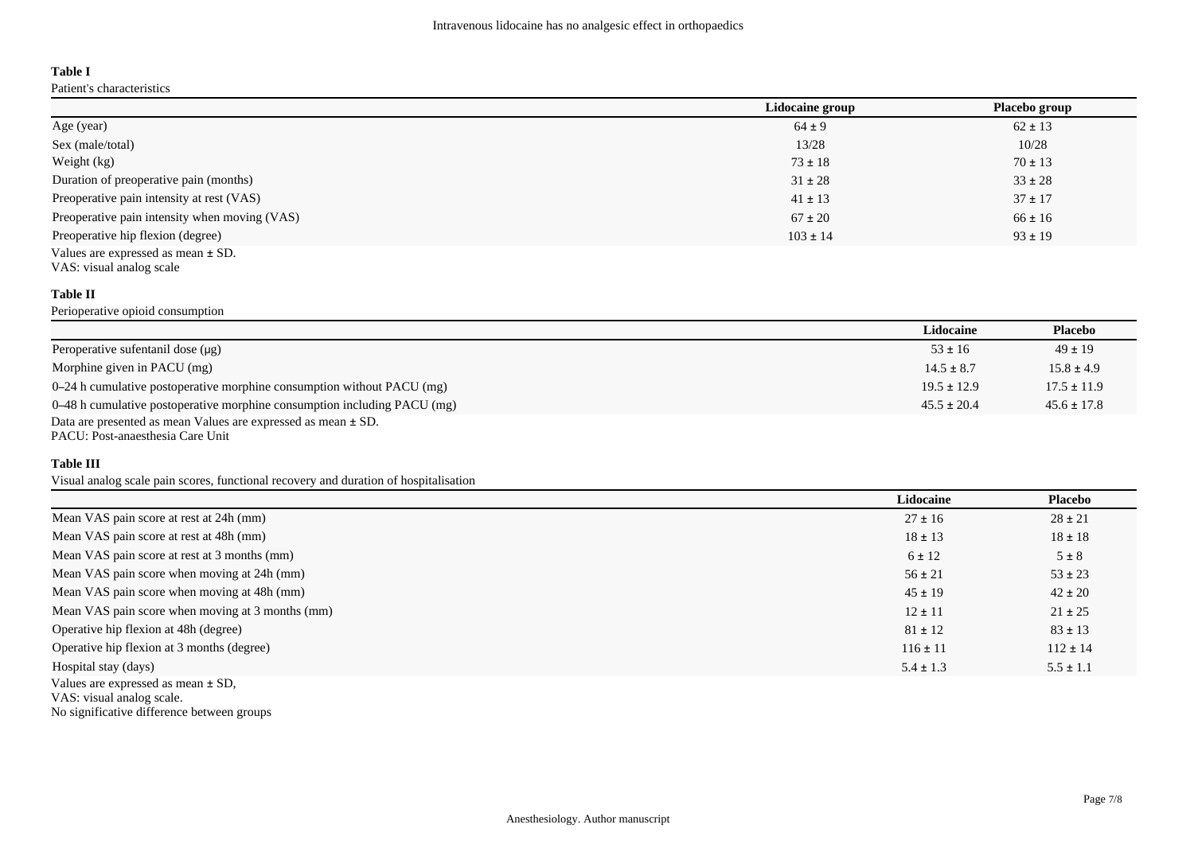### Table I

Patient's characteristics

| | Lidocaine group | Placebo group |
|---|---|---|
| Age (year) | 64 ± 9 | 62 ± 13 |
| Sex (male/total) | 13/28 | 10/28 |
| Weight (kg) | 73 ± 18 | 70 ± 13 |
| Duration of preoperative pain (months) | 31 ± 28 | 33 ± 28 |
| Preoperative pain intensity at rest (VAS) | 41 ± 13 | 37 ± 17 |
| Preoperative pain intensity when moving (VAS) | 67 ± 20 | 66 ± 16 |
| Preoperative hip flexion (degree) | 103 ± 14 | 93 ± 19 |

Values are expressed as mean ± SD.

VAS: visual analog scale

### Table II

Perioperative opioid consumption

| | Lidocaine | Placebo |
|---|---|---|
| Peroperative sufentanil dose (μg) | 53 ± 16 | 49 ± 19 |
| Morphine given in PACU (mg) | 14.5 ± 8.7 | 15.8 ± 4.9 |
| 0–24 h cumulative postoperative morphine consumption without PACU (mg) | 19.5 ± 12.9 | 17.5 ± 11.9 |
| 0–48 h cumulative postoperative morphine consumption including PACU (mg) | 45.5 ± 20.4 | 45.6 ± 17.8 |

Data are presented as mean Values are expressed as mean ± SD.

PACU: Post-anaesthesia Care Unit

### Table III

Visual analog scale pain scores, functional recovery and duration of hospitalisation

| | Lidocaine | Placebo |
|---|---|---|
| Mean VAS pain score at rest at 24h (mm) | 27 ± 16 | 28 ± 21 |
| Mean VAS pain score at rest at 48h (mm) | 18 ± 13 | 18 ± 18 |
| Mean VAS pain score at rest at 3 months (mm) | 6 ± 12 | 5 ± 8 |
| Mean VAS pain score when moving at 24h (mm) | 56 ± 21 | 53 ± 23 |
| Mean VAS pain score when moving at 48h (mm) | 45 ± 19 | 42 ± 20 |
| Mean VAS pain score when moving at 3 months (mm) | 12 ± 11 | 21 ± 25 |
| Operative hip flexion at 48h (degree) | 81 ± 12 | 83 ± 13 |
| Operative hip flexion at 3 months (degree) | 116 ± 11 | 112 ± 14 |
| Hospital stay (days) | 5.4 ± 1.3 | 5.5 ± 1.1 |

Values are expressed as mean ± SD,

VAS: visual analog scale.

No significative difference between groups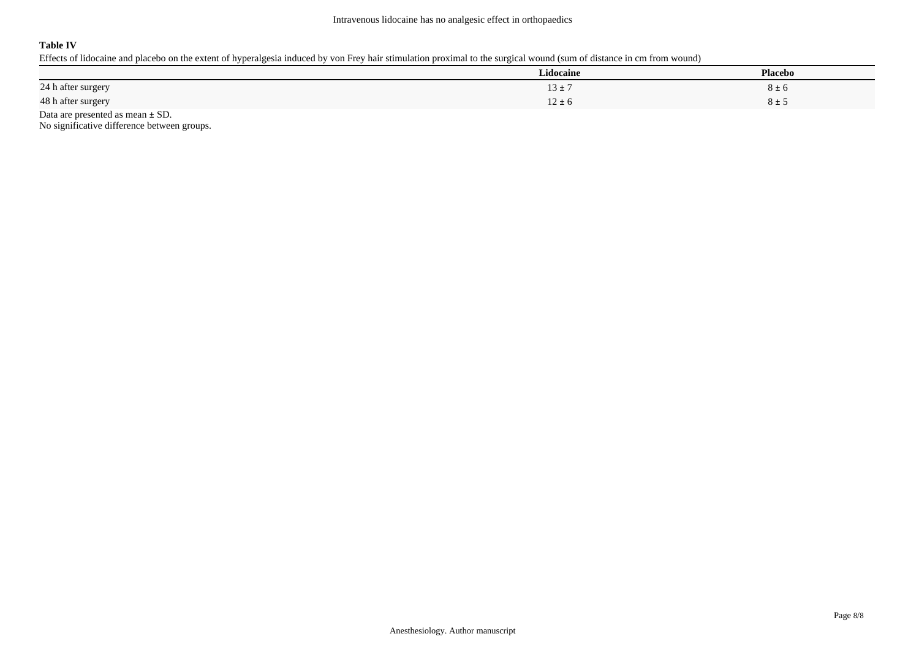**Table IV**

Effects of lidocaine and placebo on the extent of hyperalgesia induced by von Frey hair stimulation proximal to the surgical wound (sum of distance in cm from wound)

| | Lidocaine | Placebo |
|---|---|---|
| 24 h after surgery | 13 ± 7 | 8 ± 6 |
| 48 h after surgery | 12 ± 6 | 8 ± 5 |

Data are presented as mean ± SD.

No significative difference between groups.